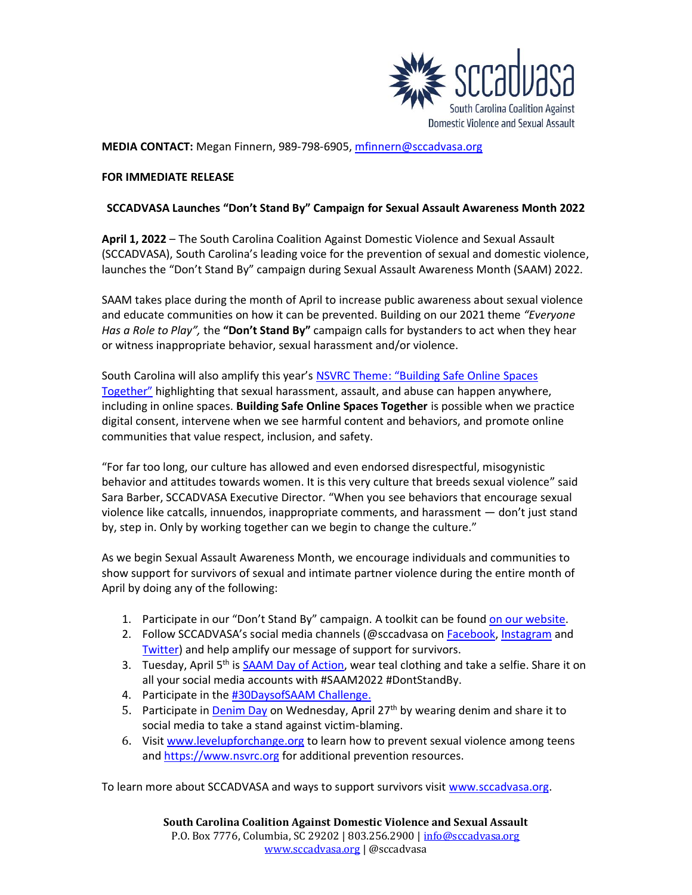sccadvasa
South Carolina Coalition Against Domestic Violence and Sexual Assault

**MEDIA CONTACT:** Megan Finnern, 989-798-6905, [mfinnern@sccadvasa.org](mailto:mfinnern@sccadvasa.org)

**FOR IMMEDIATE RELEASE**

## SCCADVASA Launches "Don't Stand By" Campaign for Sexual Assault Awareness Month 2022

**April 1, 2022** – The South Carolina Coalition Against Domestic Violence and Sexual Assault (SCCADVASA), South Carolina's leading voice for the prevention of sexual and domestic violence, launches the "Don't Stand By" campaign during Sexual Assault Awareness Month (SAAM) 2022.

SAAM takes place during the month of April to increase public awareness about sexual violence and educate communities on how it can be prevented. Building on our 2021 theme *"Everyone Has a Role to Play",* the **"Don't Stand By"** campaign calls for bystanders to act when they hear or witness inappropriate behavior, sexual harassment and/or violence.

South Carolina will also amplify this year's NSVRC Theme: "Building Safe Online Spaces Together" highlighting that sexual harassment, assault, and abuse can happen anywhere, including in online spaces. **Building Safe Online Spaces Together** is possible when we practice digital consent, intervene when we see harmful content and behaviors, and promote online communities that value respect, inclusion, and safety.

"For far too long, our culture has allowed and even endorsed disrespectful, misogynistic behavior and attitudes towards women. It is this very culture that breeds sexual violence" said Sara Barber, SCCADVASA Executive Director. "When you see behaviors that encourage sexual violence like catcalls, innuendos, inappropriate comments, and harassment — don't just stand by, step in. Only by working together can we begin to change the culture."

As we begin Sexual Assault Awareness Month, we encourage individuals and communities to show support for survivors of sexual and intimate partner violence during the entire month of April by doing any of the following:

1. Participate in our "Don't Stand By" campaign. A toolkit can be found on our website.
2. Follow SCCADVASA's social media channels (@sccadvasa on Facebook, Instagram and Twitter) and help amplify our message of support for survivors.
3. Tuesday, April 5th is SAAM Day of Action, wear teal clothing and take a selfie. Share it on all your social media accounts with #SAAM2022 #DontStandBy.
4. Participate in the #30DaysofSAAM Challenge.
5. Participate in Denim Day on Wednesday, April 27th by wearing denim and share it to social media to take a stand against victim-blaming.
6. Visit www.levelupforchange.org to learn how to prevent sexual violence among teens and https://www.nsvrc.org for additional prevention resources.

To learn more about SCCADVASA and ways to support survivors visit www.sccadvasa.org.

**South Carolina Coalition Against Domestic Violence and Sexual Assault**
P.O. Box 7776, Columbia, SC 29202 | 803.256.2900 | info@sccadvasa.org
www.sccadvasa.org | @sccadvasa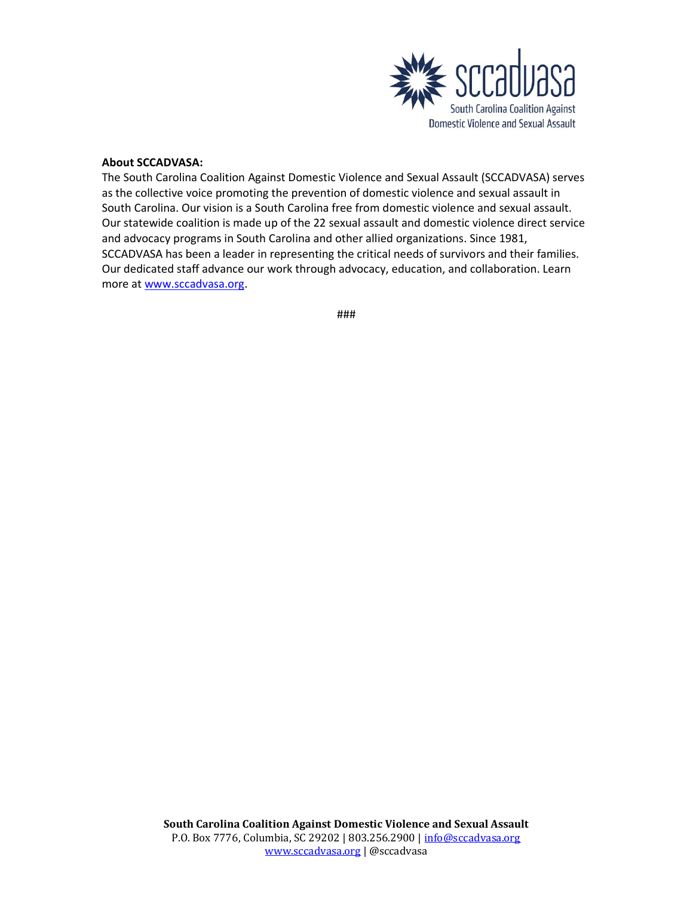**About SCCADVASA:**

The South Carolina Coalition Against Domestic Violence and Sexual Assault (SCCADVASA) serves as the collective voice promoting the prevention of domestic violence and sexual assault in South Carolina. Our vision is a South Carolina free from domestic violence and sexual assault. Our statewide coalition is made up of the 22 sexual assault and domestic violence direct service and advocacy programs in South Carolina and other allied organizations. Since 1981, SCCADVASA has been a leader in representing the critical needs of survivors and their families. Our dedicated staff advance our work through advocacy, education, and collaboration. Learn more at [www.sccadvasa.org](http://www.sccadvasa.org).

###

**South Carolina Coalition Against Domestic Violence and Sexual Assault**
P.O. Box 7776, Columbia, SC 29202 | 803.256.2900 | [info@sccadvasa.org](mailto:info@sccadvasa.org)
[www.sccadvasa.org](http://www.sccadvasa.org) | @sccadvasa